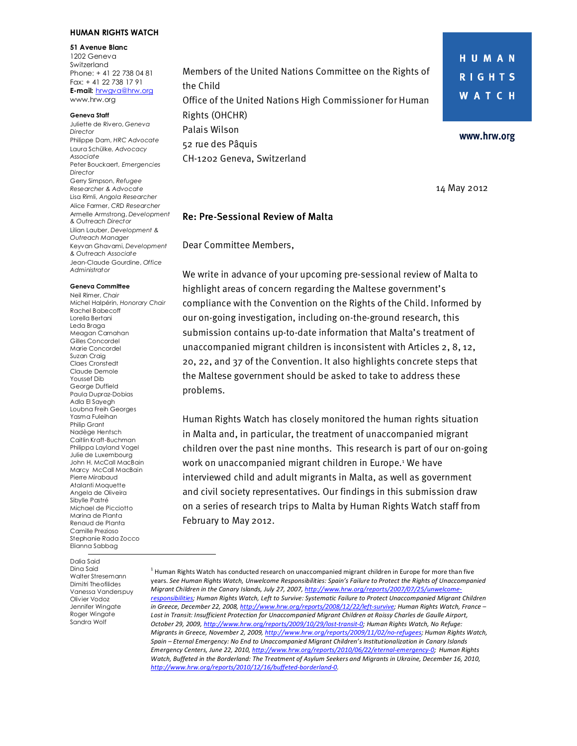**HUMAN RIGHTS WATCH**

**51 Avenue Blanc**
1202 Geneva
Switzerland
Phone: + 41 22 738 04 81
Fax: + 41 22 738 17 91
**E-mail:** hrwgva@hrw.org
www.hrw.org

**Geneva Staff**
Juliette de Rivero, *Geneva Director*
Philippe Dam, *HRC Advocate*
Laura Schülke, *Advocacy Associate*
Peter Bouckaert, *Emergencies Director*
Gerry Simpson, *Refugee Researcher & Advocate*
Lisa Rimli, *Angola Researcher*
Alice Farmer, *CRD Researcher*
Armelle Armstrong, *Development & Outreach Director*
Lilian Lauber, *Development & Outreach Manager*
Keyvan Ghavami, *Development & Outreach Associate*
Jean-Claude Gourdine, *Office Administrator*

**Geneva Committee**
Neil Rimer, *Chair*
Michel Halpérin, *Honorary Chair*
Rachel Babecoff
Lorella Bertani
Leda Braga
Meagan Carnahan
Gilles Concordel
Marie Concordel
Suzan Craig
Claes Cronstedt
Claude Demole
Youssef Dib
George Duffield
Paula Dupraz-Dobias
Adla El Sayegh
Loubna Freih Georges
Yasma Fuleihan
Philip Grant
Nadège Hentsch
Caitlin Kraft-Buchman
Philippa Layland Vogel
Julie de Luxembourg
John H. McCall MacBain
Marcy McCall MacBain
Pierre Mirabaud
Atalanti Moquette
Angela de Oliveira
Sibylle Pastré
Michael de Picciotto
Marina de Planta
Renaud de Planta
Camille Prezioso
Stephanie Rada Zocco
Elianna Sabbag
Dalia Said
Dina Said
Walter Stresemann
Dimitri Theofilides
Vanessa Vanderspuy
Olivier Vodoz
Jennifer Wingate
Roger Wingate
Sandra Wolf

HUMAN RIGHTS WATCH

www.hrw.org

Members of the United Nations Committee on the Rights of the Child
Office of the United Nations High Commissioner for Human Rights (OHCHR)
Palais Wilson
52 rue des Pâquis
CH-1202 Geneva, Switzerland

14 May 2012

## Re: Pre-Sessional Review of Malta

Dear Committee Members,

We write in advance of your upcoming pre-sessional review of Malta to highlight areas of concern regarding the Maltese government's compliance with the Convention on the Rights of the Child. Informed by our on-going investigation, including on-the-ground research, this submission contains up-to-date information that Malta's treatment of unaccompanied migrant children is inconsistent with Articles 2, 8, 12, 20, 22, and 37 of the Convention. It also highlights concrete steps that the Maltese government should be asked to take to address these problems.

Human Rights Watch has closely monitored the human rights situation in Malta and, in particular, the treatment of unaccompanied migrant children over the past nine months. This research is part of our on-going work on unaccompanied migrant children in Europe.[1] We have interviewed child and adult migrants in Malta, as well as government and civil society representatives. Our findings in this submission draw on a series of research trips to Malta by Human Rights Watch staff from February to May 2012.

[1] Human Rights Watch has conducted research on unaccompanied migrant children in Europe for more than five years. *See Human Rights Watch, Unwelcome Responsibilities: Spain's Failure to Protect the Rights of Unaccompanied Migrant Children in the Canary Islands, July 27, 2007,* http://www.hrw.org/reports/2007/07/25/unwelcome-responsibilities; *Human Rights Watch, Left to Survive: Systematic Failure to Protect Unaccompanied Migrant Children in Greece, December 22, 2008,* http://www.hrw.org/reports/2008/12/22/left-survive; *Human Rights Watch, France – Lost in Transit: Insufficient Protection for Unaccompanied Migrant Children at Roissy Charles de Gaulle Airport, October 29, 2009,* http://www.hrw.org/reports/2009/10/29/lost-transit-0; *Human Rights Watch, No Refuge: Migrants in Greece, November 2, 2009,* http://www.hrw.org/reports/2009/11/02/no-refugees; *Human Rights Watch, Spain – Eternal Emergency: No End to Unaccompanied Migrant Children's Institutionalization in Canary Islands Emergency Centers, June 22, 2010,* http://www.hrw.org/reports/2010/06/22/eternal-emergency-0; *Human Rights Watch, Buffeted in the Borderland: The Treatment of Asylum Seekers and Migrants in Ukraine, December 16, 2010,* http://www.hrw.org/reports/2010/12/16/buffeted-borderland-0.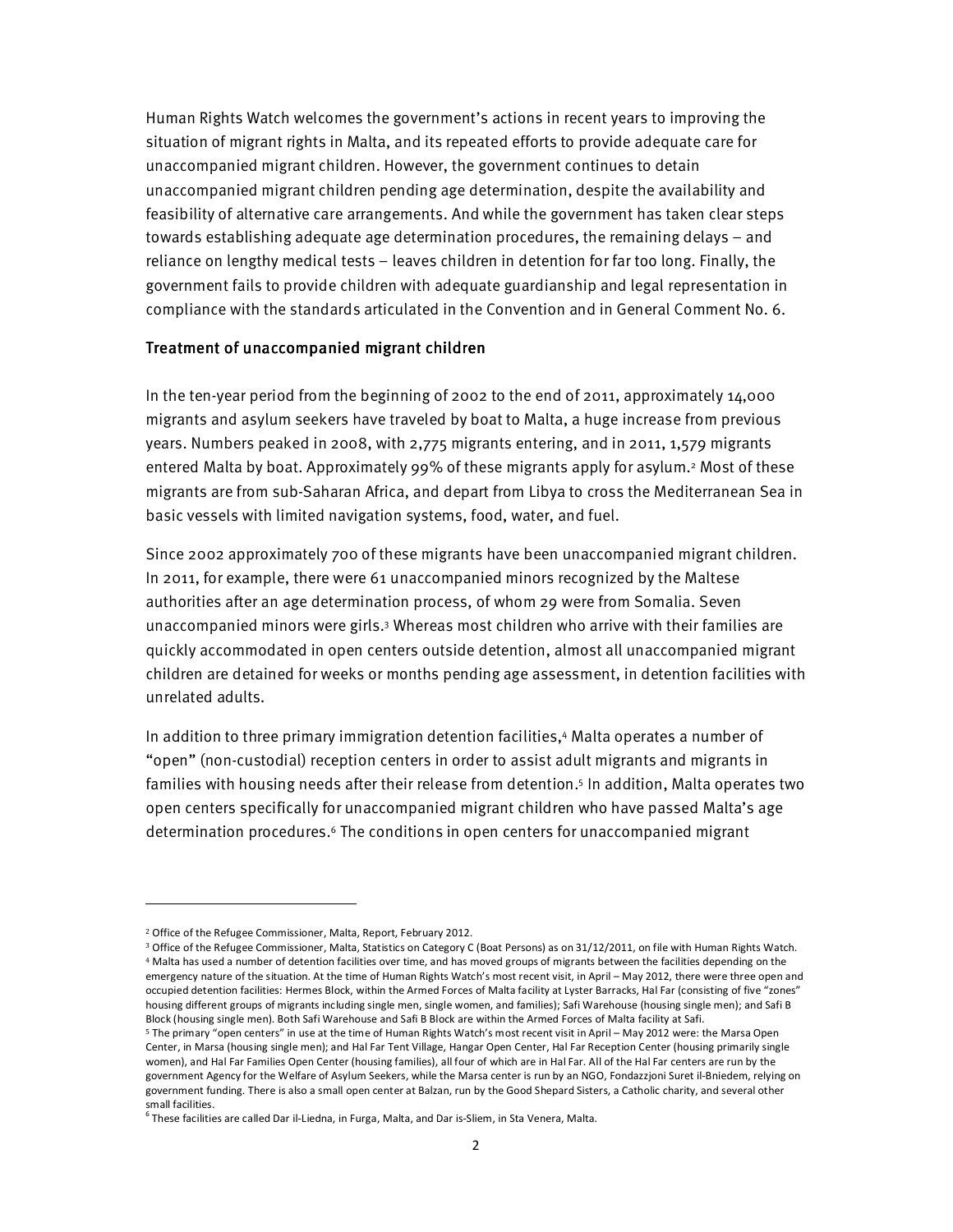Human Rights Watch welcomes the government's actions in recent years to improving the situation of migrant rights in Malta, and its repeated efforts to provide adequate care for unaccompanied migrant children. However, the government continues to detain unaccompanied migrant children pending age determination, despite the availability and feasibility of alternative care arrangements. And while the government has taken clear steps towards establishing adequate age determination procedures, the remaining delays – and reliance on lengthy medical tests – leaves children in detention for far too long. Finally, the government fails to provide children with adequate guardianship and legal representation in compliance with the standards articulated in the Convention and in General Comment No. 6.

## Treatment of unaccompanied migrant children

In the ten-year period from the beginning of 2002 to the end of 2011, approximately 14,000 migrants and asylum seekers have traveled by boat to Malta, a huge increase from previous years. Numbers peaked in 2008, with 2,775 migrants entering, and in 2011, 1,579 migrants entered Malta by boat. Approximately 99% of these migrants apply for asylum.[2] Most of these migrants are from sub-Saharan Africa, and depart from Libya to cross the Mediterranean Sea in basic vessels with limited navigation systems, food, water, and fuel.

Since 2002 approximately 700 of these migrants have been unaccompanied migrant children. In 2011, for example, there were 61 unaccompanied minors recognized by the Maltese authorities after an age determination process, of whom 29 were from Somalia. Seven unaccompanied minors were girls.[3] Whereas most children who arrive with their families are quickly accommodated in open centers outside detention, almost all unaccompanied migrant children are detained for weeks or months pending age assessment, in detention facilities with unrelated adults.

In addition to three primary immigration detention facilities,[4] Malta operates a number of "open" (non-custodial) reception centers in order to assist adult migrants and migrants in families with housing needs after their release from detention.[5] In addition, Malta operates two open centers specifically for unaccompanied migrant children who have passed Malta's age determination procedures.[6] The conditions in open centers for unaccompanied migrant

---

[2] Office of the Refugee Commissioner, Malta, Report, February 2012.

[3] Office of the Refugee Commissioner, Malta, Statistics on Category C (Boat Persons) as on 31/12/2011, on file with Human Rights Watch.

[4] Malta has used a number of detention facilities over time, and has moved groups of migrants between the facilities depending on the emergency nature of the situation. At the time of Human Rights Watch's most recent visit, in April – May 2012, there were three open and occupied detention facilities: Hermes Block, within the Armed Forces of Malta facility at Lyster Barracks, Hal Far (consisting of five "zones" housing different groups of migrants including single men, single women, and families); Safi Warehouse (housing single men); and Safi B Block (housing single men). Both Safi Warehouse and Safi B Block are within the Armed Forces of Malta facility at Safi.

[5] The primary "open centers" in use at the time of Human Rights Watch's most recent visit in April – May 2012 were: the Marsa Open Center, in Marsa (housing single men); and Hal Far Tent Village, Hangar Open Center, Hal Far Reception Center (housing primarily single women), and Hal Far Families Open Center (housing families), all four of which are in Hal Far. All of the Hal Far centers are run by the government Agency for the Welfare of Asylum Seekers, while the Marsa center is run by an NGO, Fondazzjoni Suret il-Bniedem, relying on government funding. There is also a small open center at Balzan, run by the Good Shepard Sisters, a Catholic charity, and several other small facilities.

[6] These facilities are called Dar il-Liedna, in Furga, Malta, and Dar is-Sliem, in Sta Venera, Malta.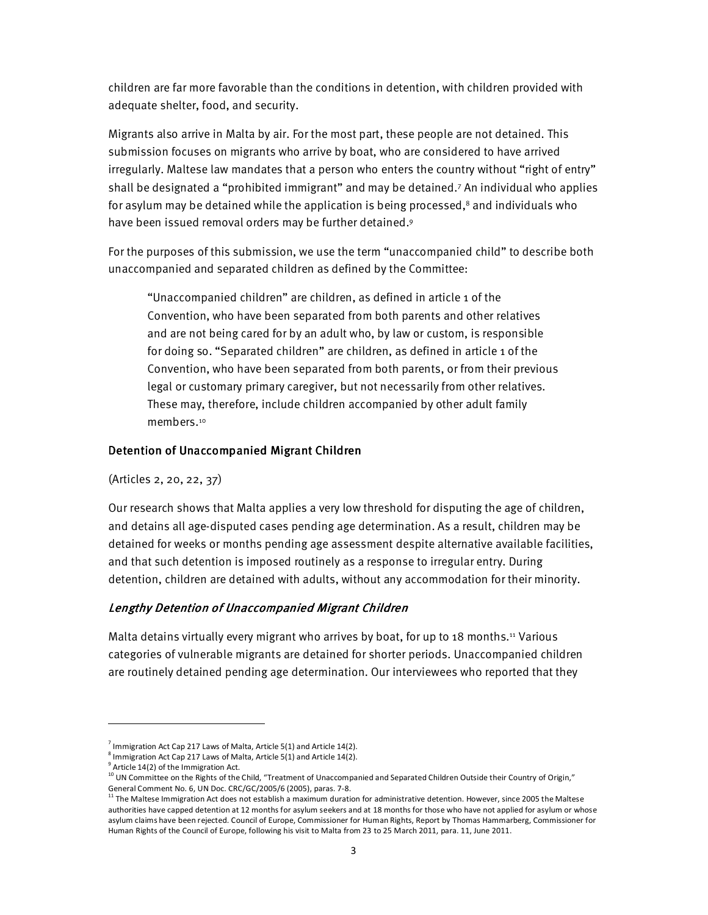children are far more favorable than the conditions in detention, with children provided with adequate shelter, food, and security.

Migrants also arrive in Malta by air. For the most part, these people are not detained. This submission focuses on migrants who arrive by boat, who are considered to have arrived irregularly. Maltese law mandates that a person who enters the country without "right of entry" shall be designated a "prohibited immigrant" and may be detained.[7] An individual who applies for asylum may be detained while the application is being processed,[8] and individuals who have been issued removal orders may be further detained.[9]

For the purposes of this submission, we use the term "unaccompanied child" to describe both unaccompanied and separated children as defined by the Committee:

> "Unaccompanied children" are children, as defined in article 1 of the Convention, who have been separated from both parents and other relatives and are not being cared for by an adult who, by law or custom, is responsible for doing so. "Separated children" are children, as defined in article 1 of the Convention, who have been separated from both parents, or from their previous legal or customary primary caregiver, but not necessarily from other relatives. These may, therefore, include children accompanied by other adult family members.[10]

### Detention of Unaccompanied Migrant Children

(Articles 2, 20, 22, 37)

Our research shows that Malta applies a very low threshold for disputing the age of children, and detains all age-disputed cases pending age determination. As a result, children may be detained for weeks or months pending age assessment despite alternative available facilities, and that such detention is imposed routinely as a response to irregular entry. During detention, children are detained with adults, without any accommodation for their minority.

#### *Lengthy Detention of Unaccompanied Migrant Children*

Malta detains virtually every migrant who arrives by boat, for up to 18 months.[11] Various categories of vulnerable migrants are detained for shorter periods. Unaccompanied children are routinely detained pending age determination. Our interviewees who reported that they

---

[7] Immigration Act Cap 217 Laws of Malta, Article 5(1) and Article 14(2).

[8] Immigration Act Cap 217 Laws of Malta, Article 5(1) and Article 14(2).

[9] Article 14(2) of the Immigration Act.

[10] UN Committee on the Rights of the Child, "Treatment of Unaccompanied and Separated Children Outside their Country of Origin," General Comment No. 6, UN Doc. CRC/GC/2005/6 (2005), paras. 7-8.

[11] The Maltese Immigration Act does not establish a maximum duration for administrative detention. However, since 2005 the Maltese authorities have capped detention at 12 months for asylum seekers and at 18 months for those who have not applied for asylum or whose asylum claims have been rejected. Council of Europe, Commissioner for Human Rights, Report by Thomas Hammarberg, Commissioner for Human Rights of the Council of Europe, following his visit to Malta from 23 to 25 March 2011, para. 11, June 2011.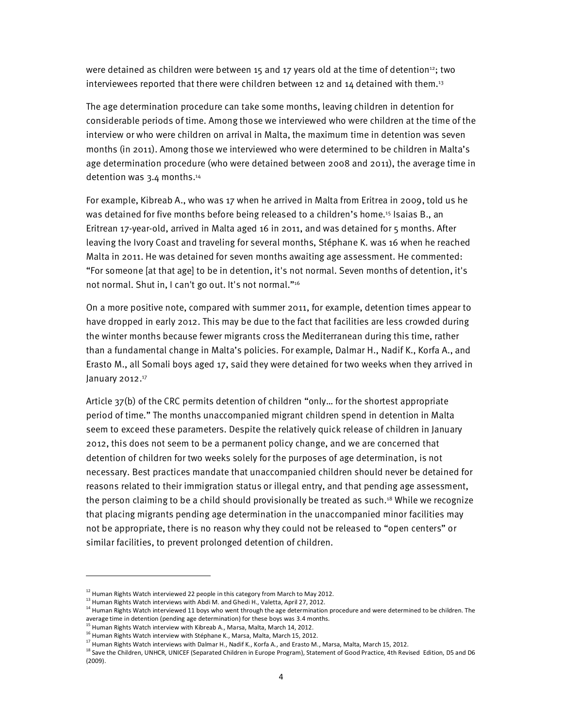were detained as children were between 15 and 17 years old at the time of detention[12]; two interviewees reported that there were children between 12 and 14 detained with them.[13]

The age determination procedure can take some months, leaving children in detention for considerable periods of time. Among those we interviewed who were children at the time of the interview or who were children on arrival in Malta, the maximum time in detention was seven months (in 2011). Among those we interviewed who were determined to be children in Malta's age determination procedure (who were detained between 2008 and 2011), the average time in detention was 3.4 months.[14]

For example, Kibreab A., who was 17 when he arrived in Malta from Eritrea in 2009, told us he was detained for five months before being released to a children's home.[15] Isaias B., an Eritrean 17-year-old, arrived in Malta aged 16 in 2011, and was detained for 5 months. After leaving the Ivory Coast and traveling for several months, Stéphane K. was 16 when he reached Malta in 2011. He was detained for seven months awaiting age assessment. He commented: "For someone [at that age] to be in detention, it's not normal. Seven months of detention, it's not normal. Shut in, I can't go out. It's not normal."[16]

On a more positive note, compared with summer 2011, for example, detention times appear to have dropped in early 2012. This may be due to the fact that facilities are less crowded during the winter months because fewer migrants cross the Mediterranean during this time, rather than a fundamental change in Malta's policies. For example, Dalmar H., Nadif K., Korfa A., and Erasto M., all Somali boys aged 17, said they were detained for two weeks when they arrived in January 2012.[17]

Article 37(b) of the CRC permits detention of children "only… for the shortest appropriate period of time." The months unaccompanied migrant children spend in detention in Malta seem to exceed these parameters. Despite the relatively quick release of children in January 2012, this does not seem to be a permanent policy change, and we are concerned that detention of children for two weeks solely for the purposes of age determination, is not necessary. Best practices mandate that unaccompanied children should never be detained for reasons related to their immigration status or illegal entry, and that pending age assessment, the person claiming to be a child should provisionally be treated as such.[18] While we recognize that placing migrants pending age determination in the unaccompanied minor facilities may not be appropriate, there is no reason why they could not be released to "open centers" or similar facilities, to prevent prolonged detention of children.

---

[12] Human Rights Watch interviewed 22 people in this category from March to May 2012.

[13] Human Rights Watch interviews with Abdi M. and Ghedi H., Valetta, April 27, 2012.

[14] Human Rights Watch interviewed 11 boys who went through the age determination procedure and were determined to be children. The average time in detention (pending age determination) for these boys was 3.4 months.

[15] Human Rights Watch interview with Kibreab A., Marsa, Malta, March 14, 2012.

[16] Human Rights Watch interview with Stéphane K., Marsa, Malta, March 15, 2012.

[17] Human Rights Watch interviews with Dalmar H., Nadif K., Korfa A., and Erasto M., Marsa, Malta, March 15, 2012.

[18] Save the Children, UNHCR, UNICEF (Separated Children in Europe Program), Statement of Good Practice, 4th Revised Edition, D5 and D6 (2009).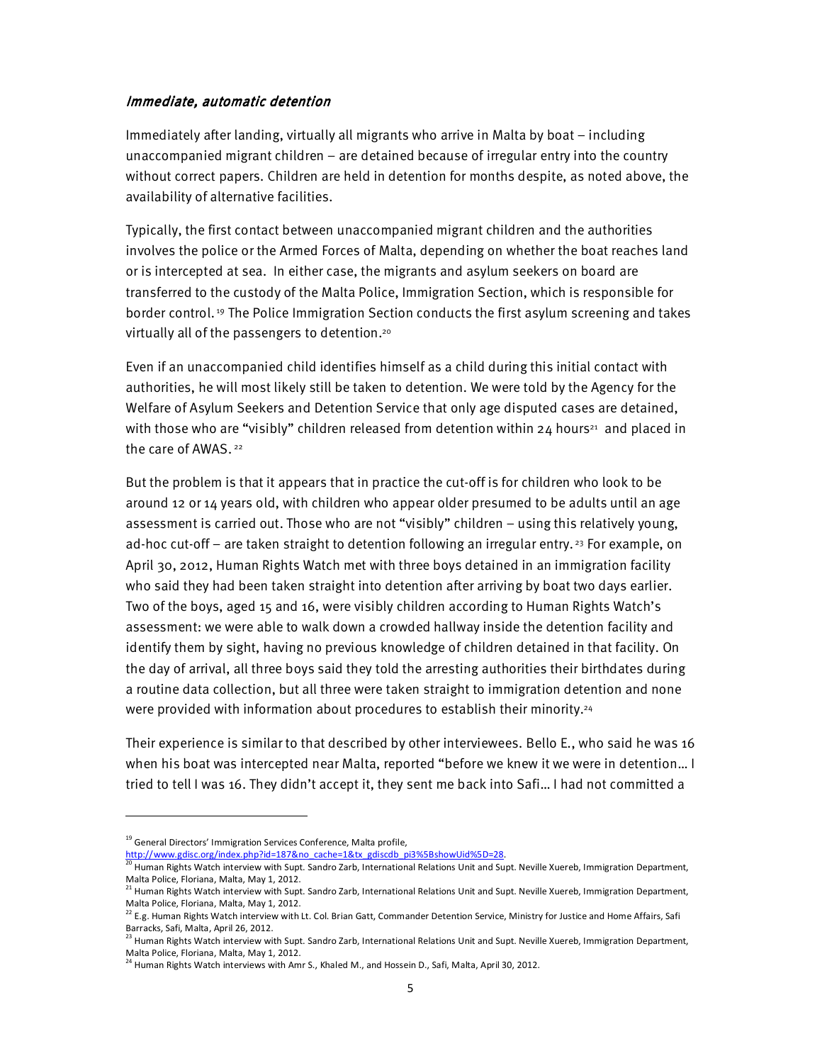### *Immediate, automatic detention*

Immediately after landing, virtually all migrants who arrive in Malta by boat – including unaccompanied migrant children – are detained because of irregular entry into the country without correct papers. Children are held in detention for months despite, as noted above, the availability of alternative facilities.

Typically, the first contact between unaccompanied migrant children and the authorities involves the police or the Armed Forces of Malta, depending on whether the boat reaches land or is intercepted at sea. In either case, the migrants and asylum seekers on board are transferred to the custody of the Malta Police, Immigration Section, which is responsible for border control.[19] The Police Immigration Section conducts the first asylum screening and takes virtually all of the passengers to detention.[20]

Even if an unaccompanied child identifies himself as a child during this initial contact with authorities, he will most likely still be taken to detention. We were told by the Agency for the Welfare of Asylum Seekers and Detention Service that only age disputed cases are detained, with those who are "visibly" children released from detention within 24 hours[21] and placed in the care of AWAS.[22]

But the problem is that it appears that in practice the cut-off is for children who look to be around 12 or 14 years old, with children who appear older presumed to be adults until an age assessment is carried out. Those who are not "visibly" children – using this relatively young, ad-hoc cut-off – are taken straight to detention following an irregular entry.[23] For example, on April 30, 2012, Human Rights Watch met with three boys detained in an immigration facility who said they had been taken straight into detention after arriving by boat two days earlier. Two of the boys, aged 15 and 16, were visibly children according to Human Rights Watch's assessment: we were able to walk down a crowded hallway inside the detention facility and identify them by sight, having no previous knowledge of children detained in that facility. On the day of arrival, all three boys said they told the arresting authorities their birthdates during a routine data collection, but all three were taken straight to immigration detention and none were provided with information about procedures to establish their minority.[24]

Their experience is similar to that described by other interviewees. Bello E., who said he was 16 when his boat was intercepted near Malta, reported "before we knew it we were in detention… I tried to tell I was 16. They didn't accept it, they sent me back into Safi… I had not committed a

---

[19] General Directors' Immigration Services Conference, Malta profile, http://www.gdisc.org/index.php?id=187&no_cache=1&tx_gdiscdb_pi3%5BshowUid%5D=28.

[20] Human Rights Watch interview with Supt. Sandro Zarb, International Relations Unit and Supt. Neville Xuereb, Immigration Department, Malta Police, Floriana, Malta, May 1, 2012.

[21] Human Rights Watch interview with Supt. Sandro Zarb, International Relations Unit and Supt. Neville Xuereb, Immigration Department, Malta Police, Floriana, Malta, May 1, 2012.

[22] E.g. Human Rights Watch interview with Lt. Col. Brian Gatt, Commander Detention Service, Ministry for Justice and Home Affairs, Safi Barracks, Safi, Malta, April 26, 2012.

[23] Human Rights Watch interview with Supt. Sandro Zarb, International Relations Unit and Supt. Neville Xuereb, Immigration Department, Malta Police, Floriana, Malta, May 1, 2012.

[24] Human Rights Watch interviews with Amr S., Khaled M., and Hossein D., Safi, Malta, April 30, 2012.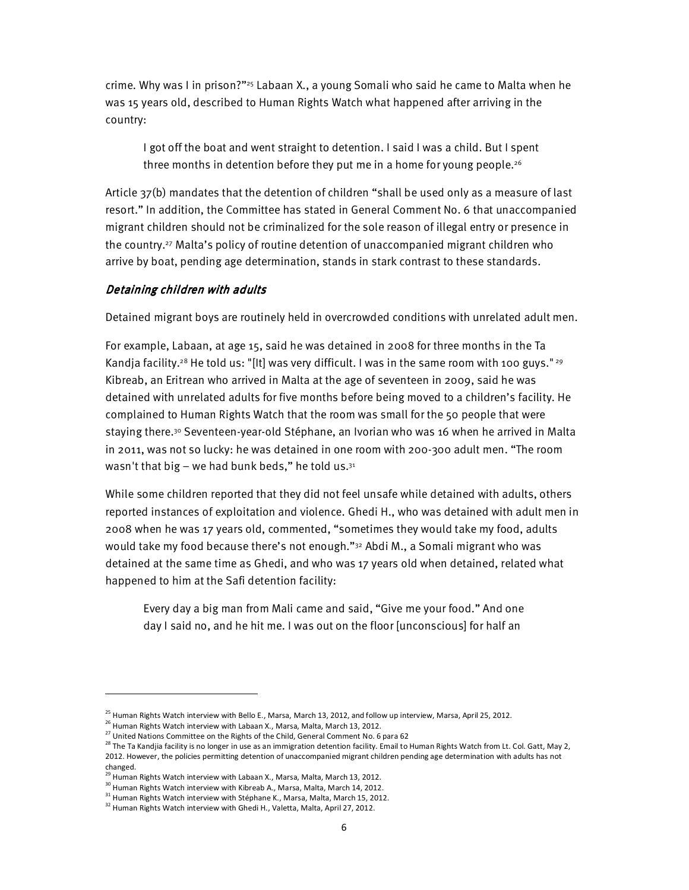crime. Why was I in prison?"[25] Labaan X., a young Somali who said he came to Malta when he was 15 years old, described to Human Rights Watch what happened after arriving in the country:

> I got off the boat and went straight to detention. I said I was a child. But I spent three months in detention before they put me in a home for young people.[26]

Article 37(b) mandates that the detention of children "shall be used only as a measure of last resort." In addition, the Committee has stated in General Comment No. 6 that unaccompanied migrant children should not be criminalized for the sole reason of illegal entry or presence in the country.[27] Malta's policy of routine detention of unaccompanied migrant children who arrive by boat, pending age determination, stands in stark contrast to these standards.

### *Detaining children with adults*

Detained migrant boys are routinely held in overcrowded conditions with unrelated adult men.

For example, Labaan, at age 15, said he was detained in 2008 for three months in the Ta Kandja facility.[28] He told us: "[It] was very difficult. I was in the same room with 100 guys."[29] Kibreab, an Eritrean who arrived in Malta at the age of seventeen in 2009, said he was detained with unrelated adults for five months before being moved to a children's facility. He complained to Human Rights Watch that the room was small for the 50 people that were staying there.[30] Seventeen-year-old Stéphane, an Ivorian who was 16 when he arrived in Malta in 2011, was not so lucky: he was detained in one room with 200-300 adult men. "The room wasn't that big – we had bunk beds," he told us.[31]

While some children reported that they did not feel unsafe while detained with adults, others reported instances of exploitation and violence. Ghedi H., who was detained with adult men in 2008 when he was 17 years old, commented, "sometimes they would take my food, adults would take my food because there's not enough."[32] Abdi M., a Somali migrant who was detained at the same time as Ghedi, and who was 17 years old when detained, related what happened to him at the Safi detention facility:

> Every day a big man from Mali came and said, "Give me your food." And one day I said no, and he hit me. I was out on the floor [unconscious] for half an

---

[25] Human Rights Watch interview with Bello E., Marsa, March 13, 2012, and follow up interview, Marsa, April 25, 2012.

[26] Human Rights Watch interview with Labaan X., Marsa, Malta, March 13, 2012.

[27] United Nations Committee on the Rights of the Child, General Comment No. 6 para 62

[28] The Ta Kandjia facility is no longer in use as an immigration detention facility. Email to Human Rights Watch from Lt. Col. Gatt, May 2, 2012. However, the policies permitting detention of unaccompanied migrant children pending age determination with adults has not changed.

[29] Human Rights Watch interview with Labaan X., Marsa, Malta, March 13, 2012.

[30] Human Rights Watch interview with Kibreab A., Marsa, Malta, March 14, 2012.

[31] Human Rights Watch interview with Stéphane K., Marsa, Malta, March 15, 2012.

[32] Human Rights Watch interview with Ghedi H., Valetta, Malta, April 27, 2012.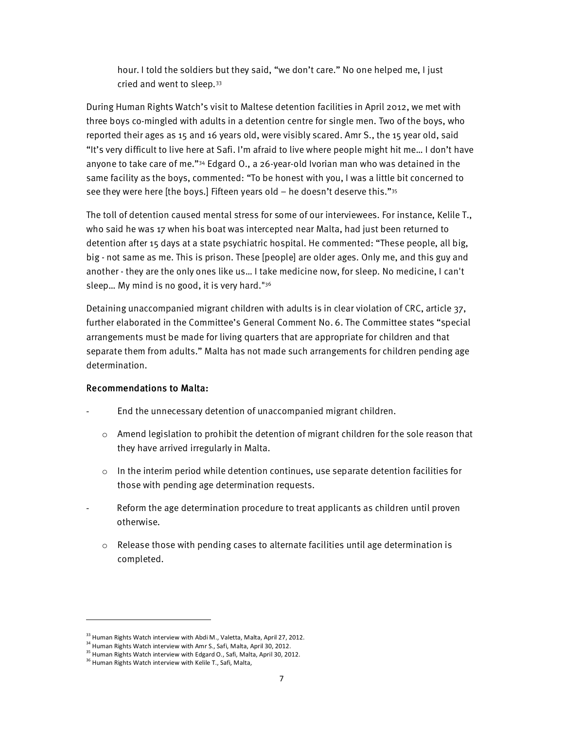> hour. I told the soldiers but they said, "we don't care." No one helped me, I just cried and went to sleep.[33]

During Human Rights Watch's visit to Maltese detention facilities in April 2012, we met with three boys co-mingled with adults in a detention centre for single men. Two of the boys, who reported their ages as 15 and 16 years old, were visibly scared. Amr S., the 15 year old, said "It's very difficult to live here at Safi. I'm afraid to live where people might hit me… I don't have anyone to take care of me."[34] Edgard O., a 26-year-old Ivorian man who was detained in the same facility as the boys, commented: "To be honest with you, I was a little bit concerned to see they were here [the boys.] Fifteen years old – he doesn't deserve this."[35]

The toll of detention caused mental stress for some of our interviewees. For instance, Kelile T., who said he was 17 when his boat was intercepted near Malta, had just been returned to detention after 15 days at a state psychiatric hospital. He commented: "These people, all big, big - not same as me. This is prison. These [people] are older ages. Only me, and this guy and another - they are the only ones like us… I take medicine now, for sleep. No medicine, I can't sleep… My mind is no good, it is very hard."[36]

Detaining unaccompanied migrant children with adults is in clear violation of CRC, article 37, further elaborated in the Committee's General Comment No. 6. The Committee states "special arrangements must be made for living quarters that are appropriate for children and that separate them from adults." Malta has not made such arrangements for children pending age determination.

### Recommendations to Malta:

- End the unnecessary detention of unaccompanied migrant children.
  - Amend legislation to prohibit the detention of migrant children for the sole reason that they have arrived irregularly in Malta.
  - In the interim period while detention continues, use separate detention facilities for those with pending age determination requests.
- Reform the age determination procedure to treat applicants as children until proven otherwise.
  - Release those with pending cases to alternate facilities until age determination is completed.

---

[33] Human Rights Watch interview with Abdi M., Valetta, Malta, April 27, 2012.

[34] Human Rights Watch interview with Amr S., Safi, Malta, April 30, 2012.

[35] Human Rights Watch interview with Edgard O., Safi, Malta, April 30, 2012.

[36] Human Rights Watch interview with Kelile T., Safi, Malta,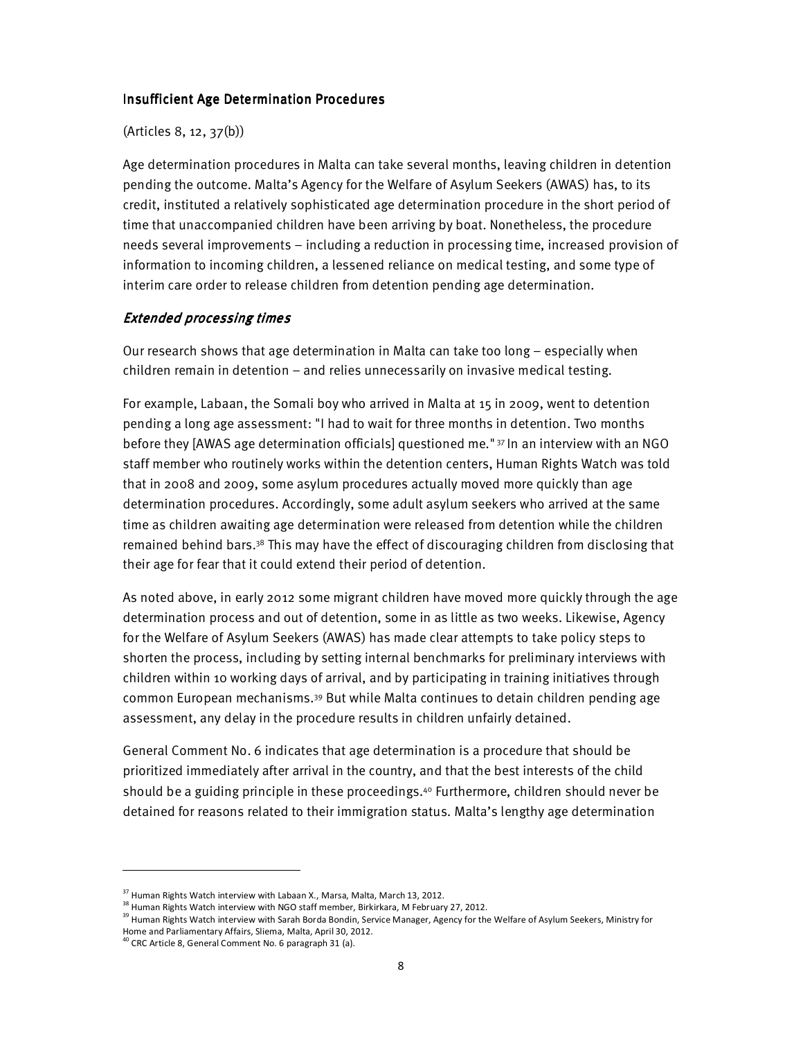## Insufficient Age Determination Procedures

(Articles 8, 12, 37(b))

Age determination procedures in Malta can take several months, leaving children in detention pending the outcome. Malta's Agency for the Welfare of Asylum Seekers (AWAS) has, to its credit, instituted a relatively sophisticated age determination procedure in the short period of time that unaccompanied children have been arriving by boat. Nonetheless, the procedure needs several improvements – including a reduction in processing time, increased provision of information to incoming children, a lessened reliance on medical testing, and some type of interim care order to release children from detention pending age determination.

### *Extended processing times*

Our research shows that age determination in Malta can take too long – especially when children remain in detention – and relies unnecessarily on invasive medical testing.

For example, Labaan, the Somali boy who arrived in Malta at 15 in 2009, went to detention pending a long age assessment: "I had to wait for three months in detention. Two months before they [AWAS age determination officials] questioned me."[37] In an interview with an NGO staff member who routinely works within the detention centers, Human Rights Watch was told that in 2008 and 2009, some asylum procedures actually moved more quickly than age determination procedures. Accordingly, some adult asylum seekers who arrived at the same time as children awaiting age determination were released from detention while the children remained behind bars.[38] This may have the effect of discouraging children from disclosing that their age for fear that it could extend their period of detention.

As noted above, in early 2012 some migrant children have moved more quickly through the age determination process and out of detention, some in as little as two weeks. Likewise, Agency for the Welfare of Asylum Seekers (AWAS) has made clear attempts to take policy steps to shorten the process, including by setting internal benchmarks for preliminary interviews with children within 10 working days of arrival, and by participating in training initiatives through common European mechanisms.[39] But while Malta continues to detain children pending age assessment, any delay in the procedure results in children unfairly detained.

General Comment No. 6 indicates that age determination is a procedure that should be prioritized immediately after arrival in the country, and that the best interests of the child should be a guiding principle in these proceedings.[40] Furthermore, children should never be detained for reasons related to their immigration status. Malta's lengthy age determination

---

[37] Human Rights Watch interview with Labaan X., Marsa, Malta, March 13, 2012.

[38] Human Rights Watch interview with NGO staff member, Birkirkara, M February 27, 2012.

[39] Human Rights Watch interview with Sarah Borda Bondin, Service Manager, Agency for the Welfare of Asylum Seekers, Ministry for Home and Parliamentary Affairs, Sliema, Malta, April 30, 2012.

[40] CRC Article 8, General Comment No. 6 paragraph 31 (a).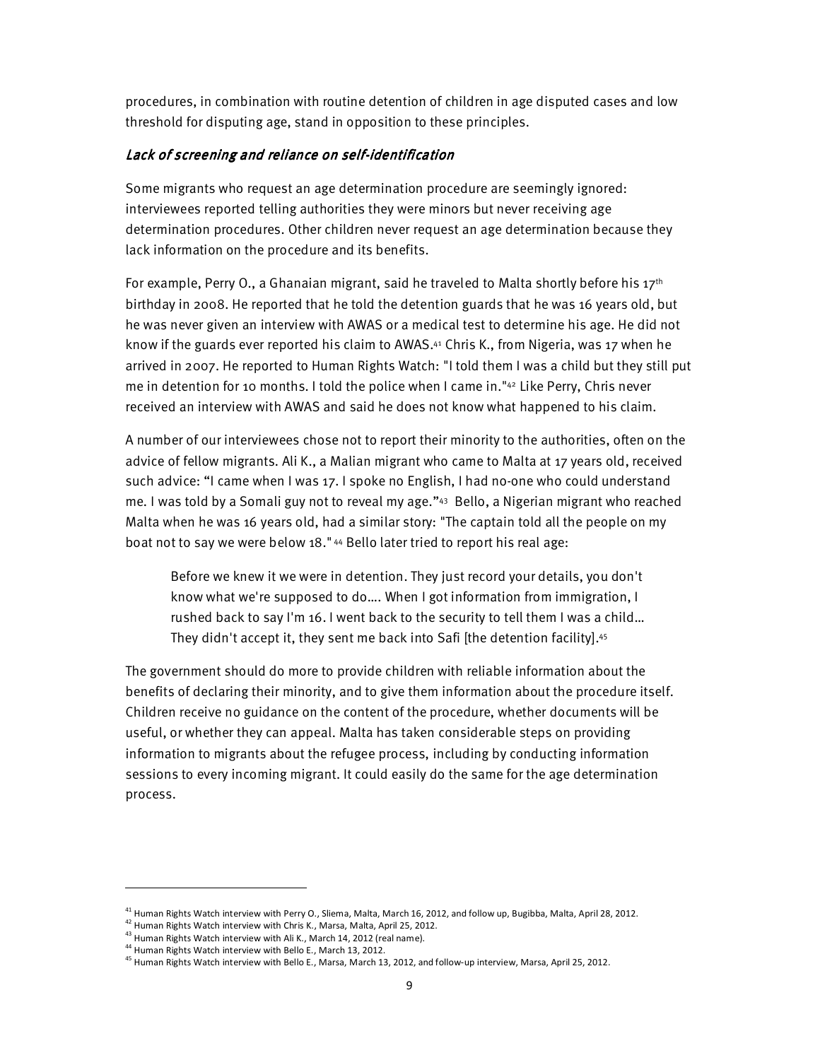procedures, in combination with routine detention of children in age disputed cases and low threshold for disputing age, stand in opposition to these principles.

### *Lack of screening and reliance on self-identification*

Some migrants who request an age determination procedure are seemingly ignored: interviewees reported telling authorities they were minors but never receiving age determination procedures. Other children never request an age determination because they lack information on the procedure and its benefits.

For example, Perry O., a Ghanaian migrant, said he traveled to Malta shortly before his 17th birthday in 2008. He reported that he told the detention guards that he was 16 years old, but he was never given an interview with AWAS or a medical test to determine his age. He did not know if the guards ever reported his claim to AWAS.[41] Chris K., from Nigeria, was 17 when he arrived in 2007. He reported to Human Rights Watch: "I told them I was a child but they still put me in detention for 10 months. I told the police when I came in."[42] Like Perry, Chris never received an interview with AWAS and said he does not know what happened to his claim.

A number of our interviewees chose not to report their minority to the authorities, often on the advice of fellow migrants. Ali K., a Malian migrant who came to Malta at 17 years old, received such advice: "I came when I was 17. I spoke no English, I had no-one who could understand me. I was told by a Somali guy not to reveal my age."[43] Bello, a Nigerian migrant who reached Malta when he was 16 years old, had a similar story: "The captain told all the people on my boat not to say we were below 18." [44] Bello later tried to report his real age:

> Before we knew it we were in detention. They just record your details, you don't know what we're supposed to do…. When I got information from immigration, I rushed back to say I'm 16. I went back to the security to tell them I was a child… They didn't accept it, they sent me back into Safi [the detention facility].[45]

The government should do more to provide children with reliable information about the benefits of declaring their minority, and to give them information about the procedure itself. Children receive no guidance on the content of the procedure, whether documents will be useful, or whether they can appeal. Malta has taken considerable steps on providing information to migrants about the refugee process, including by conducting information sessions to every incoming migrant. It could easily do the same for the age determination process.

---

[41] Human Rights Watch interview with Perry O., Sliema, Malta, March 16, 2012, and follow up, Bugibba, Malta, April 28, 2012.

[42] Human Rights Watch interview with Chris K., Marsa, Malta, April 25, 2012.

[43] Human Rights Watch interview with Ali K., March 14, 2012 (real name).

[44] Human Rights Watch interview with Bello E., March 13, 2012.

[45] Human Rights Watch interview with Bello E., Marsa, March 13, 2012, and follow-up interview, Marsa, April 25, 2012.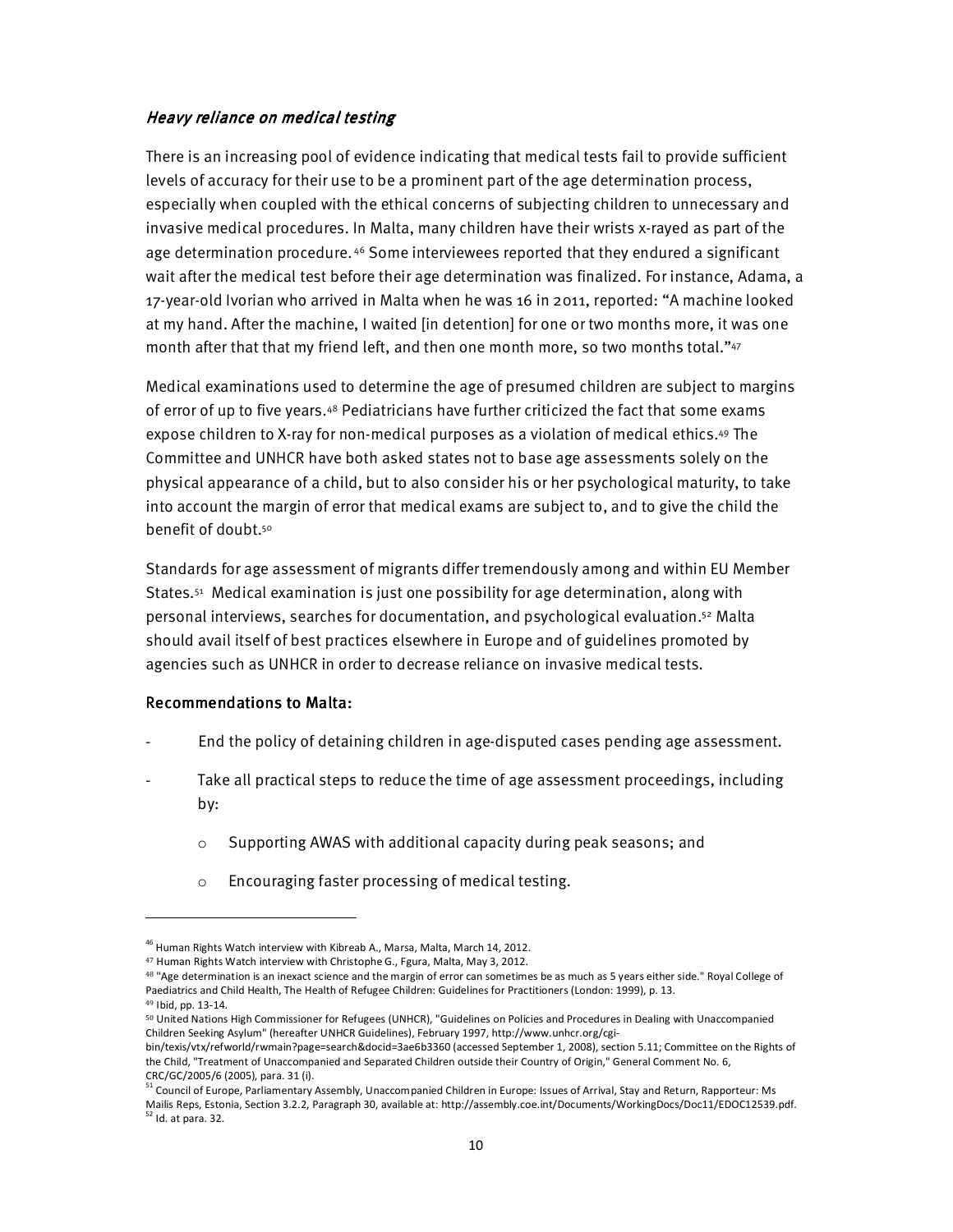*Heavy reliance on medical testing*

There is an increasing pool of evidence indicating that medical tests fail to provide sufficient levels of accuracy for their use to be a prominent part of the age determination process, especially when coupled with the ethical concerns of subjecting children to unnecessary and invasive medical procedures. In Malta, many children have their wrists x-rayed as part of the age determination procedure.[46] Some interviewees reported that they endured a significant wait after the medical test before their age determination was finalized. For instance, Adama, a 17-year-old Ivorian who arrived in Malta when he was 16 in 2011, reported: "A machine looked at my hand. After the machine, I waited [in detention] for one or two months more, it was one month after that that my friend left, and then one month more, so two months total."[47]

Medical examinations used to determine the age of presumed children are subject to margins of error of up to five years.[48] Pediatricians have further criticized the fact that some exams expose children to X-ray for non-medical purposes as a violation of medical ethics.[49] The Committee and UNHCR have both asked states not to base age assessments solely on the physical appearance of a child, but to also consider his or her psychological maturity, to take into account the margin of error that medical exams are subject to, and to give the child the benefit of doubt.[50]

Standards for age assessment of migrants differ tremendously among and within EU Member States.[51] Medical examination is just one possibility for age determination, along with personal interviews, searches for documentation, and psychological evaluation.[52] Malta should avail itself of best practices elsewhere in Europe and of guidelines promoted by agencies such as UNHCR in order to decrease reliance on invasive medical tests.

**Recommendations to Malta:**

- End the policy of detaining children in age-disputed cases pending age assessment.
- Take all practical steps to reduce the time of age assessment proceedings, including by:
  - Supporting AWAS with additional capacity during peak seasons; and
  - Encouraging faster processing of medical testing.

---

[46] Human Rights Watch interview with Kibreab A., Marsa, Malta, March 14, 2012.

[47] Human Rights Watch interview with Christophe G., Fgura, Malta, May 3, 2012.

[48] "Age determination is an inexact science and the margin of error can sometimes be as much as 5 years either side." Royal College of Paediatrics and Child Health, The Health of Refugee Children: Guidelines for Practitioners (London: 1999), p. 13.

[49] Ibid, pp. 13-14.

[50] United Nations High Commissioner for Refugees (UNHCR), "Guidelines on Policies and Procedures in Dealing with Unaccompanied Children Seeking Asylum" (hereafter UNHCR Guidelines), February 1997, http://www.unhcr.org/cgi-bin/texis/vtx/refworld/rwmain?page=search&docid=3ae6b3360 (accessed September 1, 2008), section 5.11; Committee on the Rights of the Child, "Treatment of Unaccompanied and Separated Children outside their Country of Origin," General Comment No. 6, CRC/GC/2005/6 (2005), para. 31 (i).

[51] Council of Europe, Parliamentary Assembly, Unaccompanied Children in Europe: Issues of Arrival, Stay and Return, Rapporteur: Ms Mailis Reps, Estonia, Section 3.2.2, Paragraph 30, available at: http://assembly.coe.int/Documents/WorkingDocs/Doc11/EDOC12539.pdf.

[52] Id. at para. 32.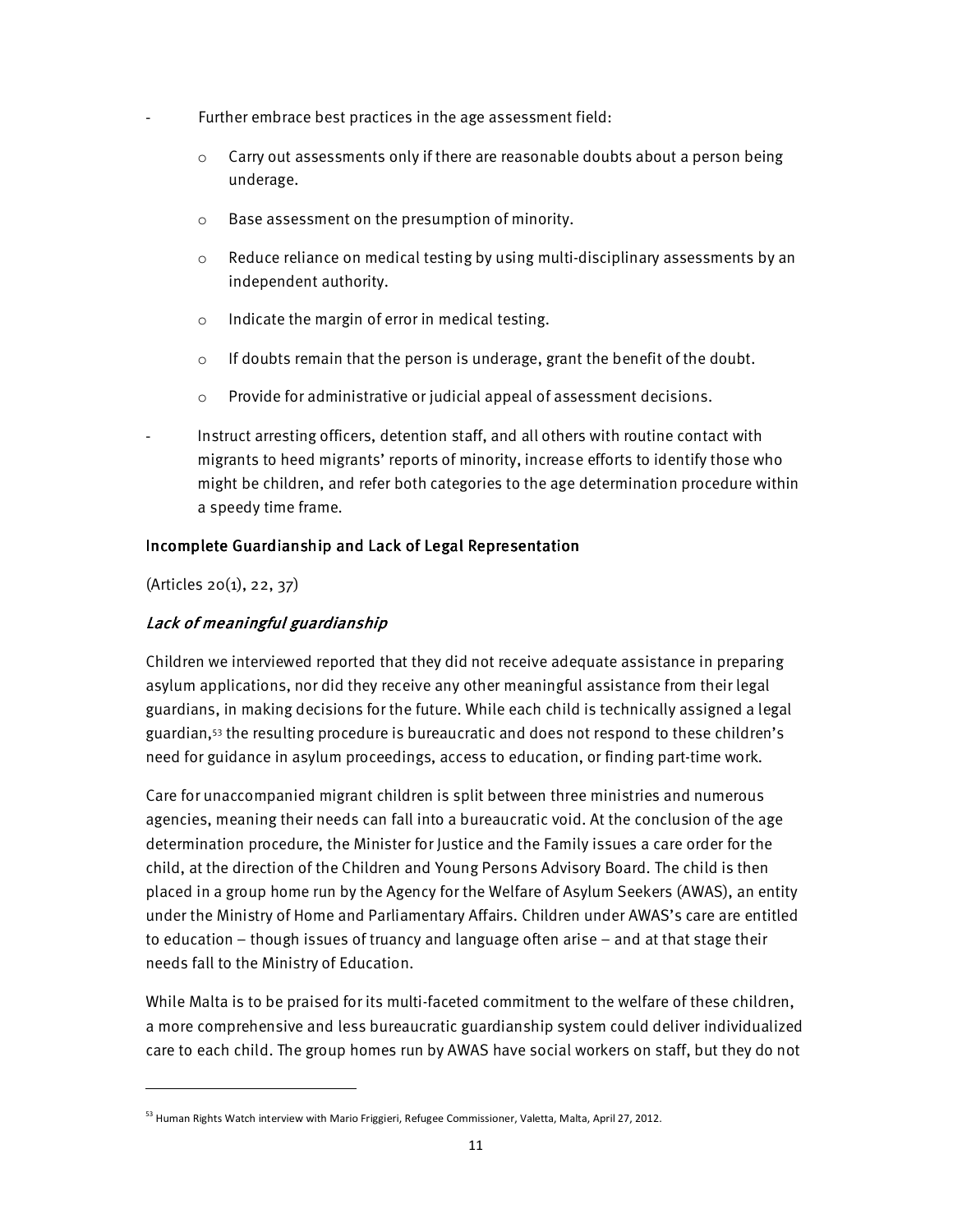- Further embrace best practices in the age assessment field:
  - Carry out assessments only if there are reasonable doubts about a person being underage.
  - Base assessment on the presumption of minority.
  - Reduce reliance on medical testing by using multi-disciplinary assessments by an independent authority.
  - Indicate the margin of error in medical testing.
  - If doubts remain that the person is underage, grant the benefit of the doubt.
  - Provide for administrative or judicial appeal of assessment decisions.
- Instruct arresting officers, detention staff, and all others with routine contact with migrants to heed migrants' reports of minority, increase efforts to identify those who might be children, and refer both categories to the age determination procedure within a speedy time frame.

## Incomplete Guardianship and Lack of Legal Representation

(Articles 20(1), 22, 37)

### *Lack of meaningful guardianship*

Children we interviewed reported that they did not receive adequate assistance in preparing asylum applications, nor did they receive any other meaningful assistance from their legal guardians, in making decisions for the future. While each child is technically assigned a legal guardian,[53] the resulting procedure is bureaucratic and does not respond to these children's need for guidance in asylum proceedings, access to education, or finding part-time work.

Care for unaccompanied migrant children is split between three ministries and numerous agencies, meaning their needs can fall into a bureaucratic void. At the conclusion of the age determination procedure, the Minister for Justice and the Family issues a care order for the child, at the direction of the Children and Young Persons Advisory Board. The child is then placed in a group home run by the Agency for the Welfare of Asylum Seekers (AWAS), an entity under the Ministry of Home and Parliamentary Affairs. Children under AWAS's care are entitled to education – though issues of truancy and language often arise – and at that stage their needs fall to the Ministry of Education.

While Malta is to be praised for its multi-faceted commitment to the welfare of these children, a more comprehensive and less bureaucratic guardianship system could deliver individualized care to each child. The group homes run by AWAS have social workers on staff, but they do not

---

[53] Human Rights Watch interview with Mario Friggieri, Refugee Commissioner, Valetta, Malta, April 27, 2012.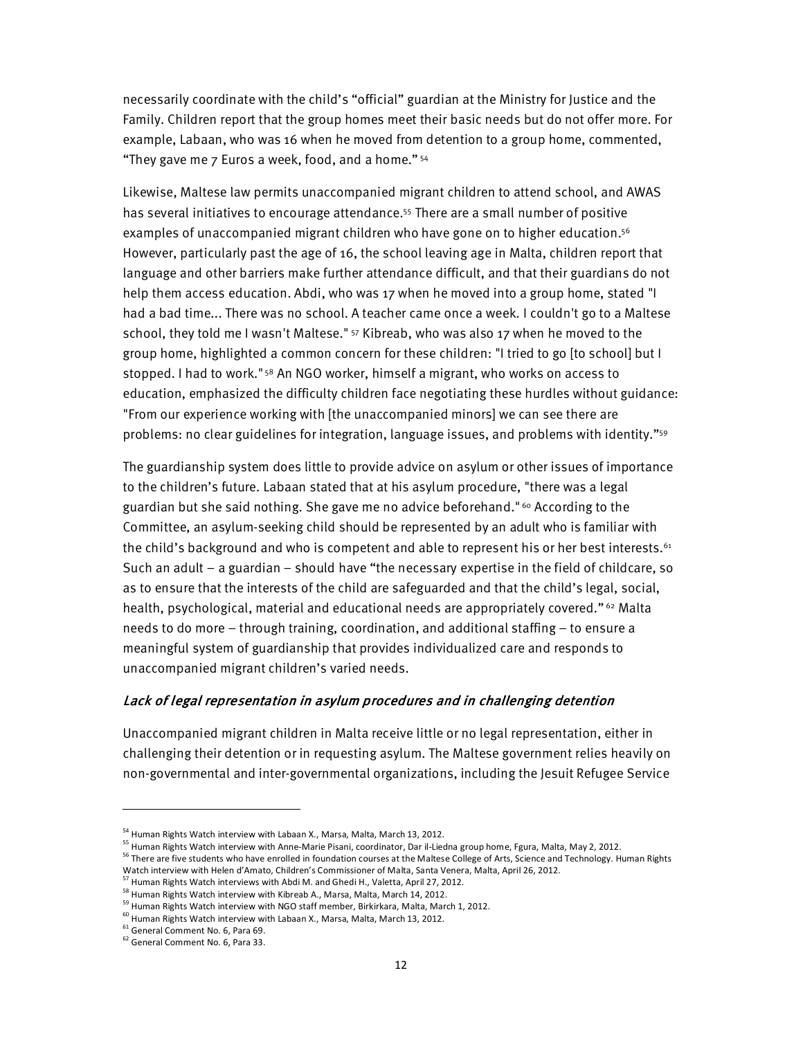necessarily coordinate with the child's "official" guardian at the Ministry for Justice and the Family. Children report that the group homes meet their basic needs but do not offer more. For example, Labaan, who was 16 when he moved from detention to a group home, commented, "They gave me 7 Euros a week, food, and a home." [54]

Likewise, Maltese law permits unaccompanied migrant children to attend school, and AWAS has several initiatives to encourage attendance.[55] There are a small number of positive examples of unaccompanied migrant children who have gone on to higher education.[56] However, particularly past the age of 16, the school leaving age in Malta, children report that language and other barriers make further attendance difficult, and that their guardians do not help them access education. Abdi, who was 17 when he moved into a group home, stated "I had a bad time... There was no school. A teacher came once a week. I couldn't go to a Maltese school, they told me I wasn't Maltese." [57] Kibreab, who was also 17 when he moved to the group home, highlighted a common concern for these children: "I tried to go [to school] but I stopped. I had to work." [58] An NGO worker, himself a migrant, who works on access to education, emphasized the difficulty children face negotiating these hurdles without guidance: "From our experience working with [the unaccompanied minors] we can see there are problems: no clear guidelines for integration, language issues, and problems with identity."[59]

The guardianship system does little to provide advice on asylum or other issues of importance to the children's future. Labaan stated that at his asylum procedure, "there was a legal guardian but she said nothing. She gave me no advice beforehand." [60] According to the Committee, an asylum-seeking child should be represented by an adult who is familiar with the child's background and who is competent and able to represent his or her best interests.[61] Such an adult – a guardian – should have "the necessary expertise in the field of childcare, so as to ensure that the interests of the child are safeguarded and that the child's legal, social, health, psychological, material and educational needs are appropriately covered." [62] Malta needs to do more – through training, coordination, and additional staffing – to ensure a meaningful system of guardianship that provides individualized care and responds to unaccompanied migrant children's varied needs.

### *Lack of legal representation in asylum procedures and in challenging detention*

Unaccompanied migrant children in Malta receive little or no legal representation, either in challenging their detention or in requesting asylum. The Maltese government relies heavily on non-governmental and inter-governmental organizations, including the Jesuit Refugee Service

---

[54] Human Rights Watch interview with Labaan X., Marsa, Malta, March 13, 2012.

[55] Human Rights Watch interview with Anne-Marie Pisani, coordinator, Dar il-Liedna group home, Fgura, Malta, May 2, 2012.

[56] There are five students who have enrolled in foundation courses at the Maltese College of Arts, Science and Technology. Human Rights Watch interview with Helen d'Amato, Children's Commissioner of Malta, Santa Venera, Malta, April 26, 2012.

[57] Human Rights Watch interviews with Abdi M. and Ghedi H., Valetta, April 27, 2012.

[58] Human Rights Watch interview with Kibreab A., Marsa, Malta, March 14, 2012.

[59] Human Rights Watch interview with NGO staff member, Birkirkara, Malta, March 1, 2012.

[60] Human Rights Watch interview with Labaan X., Marsa, Malta, March 13, 2012.

[61] General Comment No. 6, Para 69.

[62] General Comment No. 6, Para 33.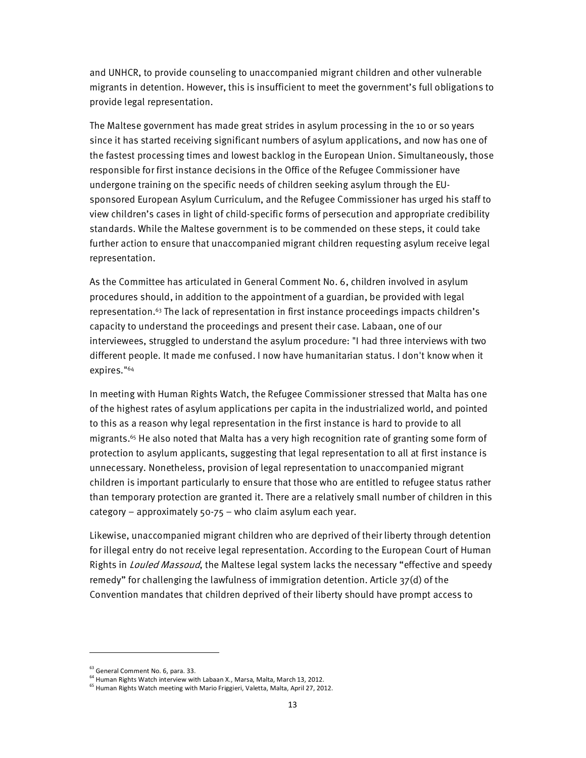and UNHCR, to provide counseling to unaccompanied migrant children and other vulnerable migrants in detention. However, this is insufficient to meet the government's full obligations to provide legal representation.

The Maltese government has made great strides in asylum processing in the 10 or so years since it has started receiving significant numbers of asylum applications, and now has one of the fastest processing times and lowest backlog in the European Union. Simultaneously, those responsible for first instance decisions in the Office of the Refugee Commissioner have undergone training on the specific needs of children seeking asylum through the EU-sponsored European Asylum Curriculum, and the Refugee Commissioner has urged his staff to view children's cases in light of child-specific forms of persecution and appropriate credibility standards. While the Maltese government is to be commended on these steps, it could take further action to ensure that unaccompanied migrant children requesting asylum receive legal representation.

As the Committee has articulated in General Comment No. 6, children involved in asylum procedures should, in addition to the appointment of a guardian, be provided with legal representation.[63] The lack of representation in first instance proceedings impacts children's capacity to understand the proceedings and present their case. Labaan, one of our interviewees, struggled to understand the asylum procedure: "I had three interviews with two different people. It made me confused. I now have humanitarian status. I don't know when it expires."[64]

In meeting with Human Rights Watch, the Refugee Commissioner stressed that Malta has one of the highest rates of asylum applications per capita in the industrialized world, and pointed to this as a reason why legal representation in the first instance is hard to provide to all migrants.[65] He also noted that Malta has a very high recognition rate of granting some form of protection to asylum applicants, suggesting that legal representation to all at first instance is unnecessary. Nonetheless, provision of legal representation to unaccompanied migrant children is important particularly to ensure that those who are entitled to refugee status rather than temporary protection are granted it. There are a relatively small number of children in this category – approximately 50-75 – who claim asylum each year.

Likewise, unaccompanied migrant children who are deprived of their liberty through detention for illegal entry do not receive legal representation. According to the European Court of Human Rights in *Louled Massoud*, the Maltese legal system lacks the necessary "effective and speedy remedy" for challenging the lawfulness of immigration detention. Article 37(d) of the Convention mandates that children deprived of their liberty should have prompt access to

---

[63] General Comment No. 6, para. 33.

[64] Human Rights Watch interview with Labaan X., Marsa, Malta, March 13, 2012.

[65] Human Rights Watch meeting with Mario Friggieri, Valetta, Malta, April 27, 2012.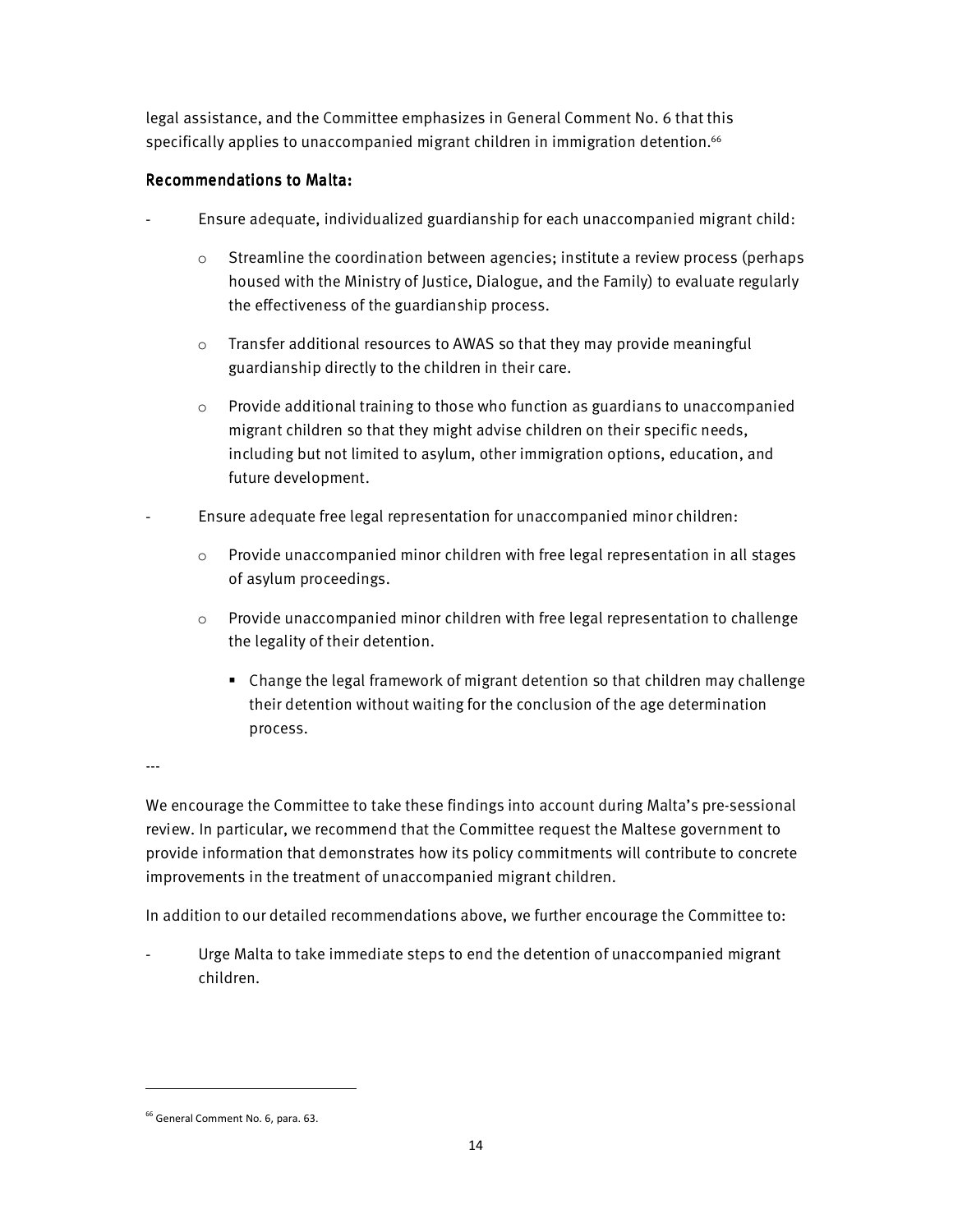legal assistance, and the Committee emphasizes in General Comment No. 6 that this specifically applies to unaccompanied migrant children in immigration detention.[66]

### Recommendations to Malta:

- Ensure adequate, individualized guardianship for each unaccompanied migrant child:
  - Streamline the coordination between agencies; institute a review process (perhaps housed with the Ministry of Justice, Dialogue, and the Family) to evaluate regularly the effectiveness of the guardianship process.
  - Transfer additional resources to AWAS so that they may provide meaningful guardianship directly to the children in their care.
  - Provide additional training to those who function as guardians to unaccompanied migrant children so that they might advise children on their specific needs, including but not limited to asylum, other immigration options, education, and future development.
- Ensure adequate free legal representation for unaccompanied minor children:
  - Provide unaccompanied minor children with free legal representation in all stages of asylum proceedings.
  - Provide unaccompanied minor children with free legal representation to challenge the legality of their detention.
    - Change the legal framework of migrant detention so that children may challenge their detention without waiting for the conclusion of the age determination process.

---

We encourage the Committee to take these findings into account during Malta's pre-sessional review. In particular, we recommend that the Committee request the Maltese government to provide information that demonstrates how its policy commitments will contribute to concrete improvements in the treatment of unaccompanied migrant children.

In addition to our detailed recommendations above, we further encourage the Committee to:

- Urge Malta to take immediate steps to end the detention of unaccompanied migrant children.

[66] General Comment No. 6, para. 63.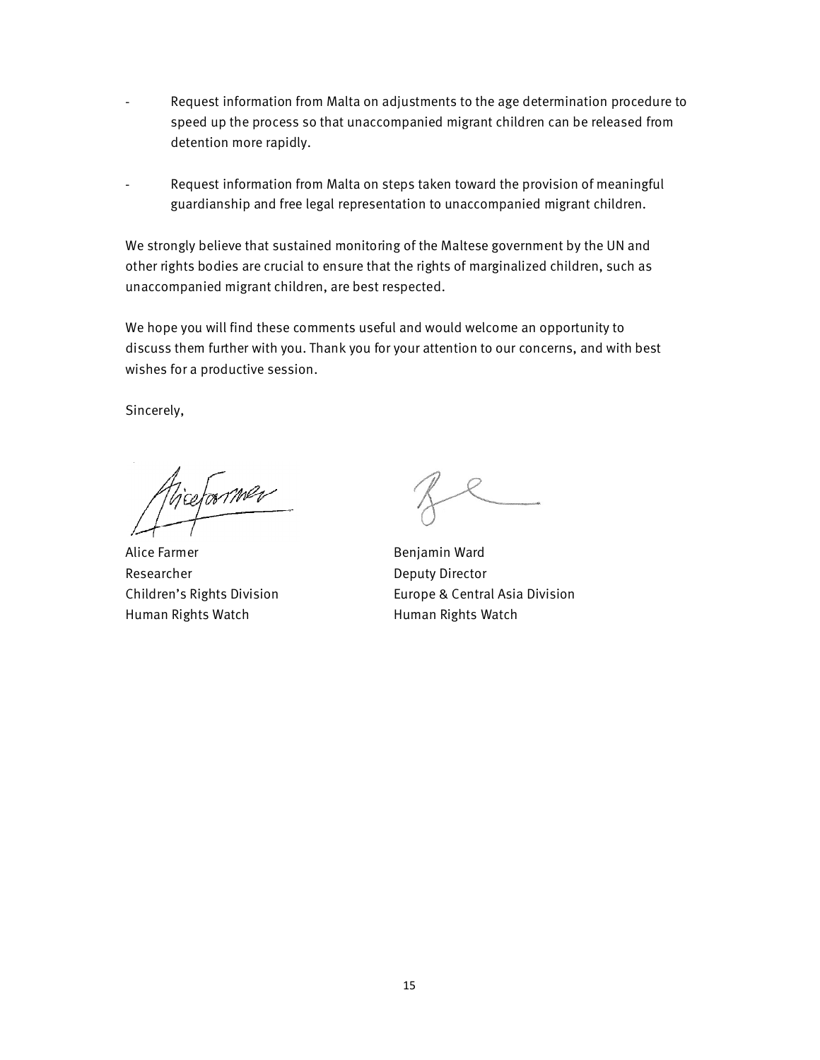- Request information from Malta on adjustments to the age determination procedure to speed up the process so that unaccompanied migrant children can be released from detention more rapidly.

- Request information from Malta on steps taken toward the provision of meaningful guardianship and free legal representation to unaccompanied migrant children.

We strongly believe that sustained monitoring of the Maltese government by the UN and other rights bodies are crucial to ensure that the rights of marginalized children, such as unaccompanied migrant children, are best respected.

We hope you will find these comments useful and would welcome an opportunity to discuss them further with you. Thank you for your attention to our concerns, and with best wishes for a productive session.

Sincerely,

Alice Farmer
Researcher
Children's Rights Division
Human Rights Watch

Benjamin Ward
Deputy Director
Europe & Central Asia Division
Human Rights Watch